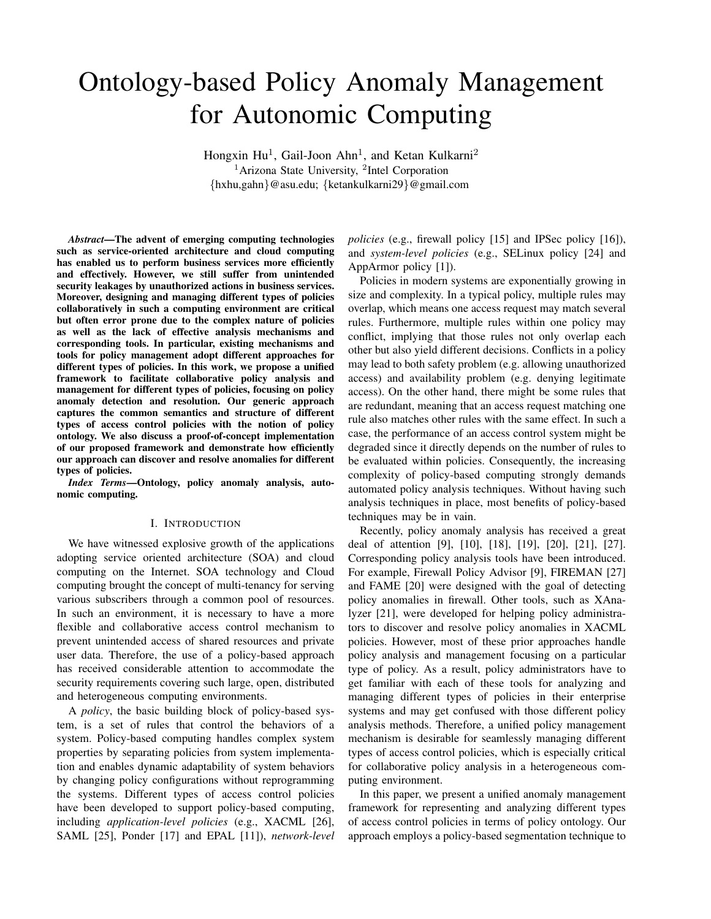# Ontology-based Policy Anomaly Management for Autonomic Computing

Hongxin Hu[1], Gail-Joon Ahn[1], and Ketan Kulkarni[2]
[1]Arizona State University, [2]Intel Corporation
{hxhu,gahn}@asu.edu; {ketankulkarni29}@gmail.com

***Abstract*—The advent of emerging computing technologies such as service-oriented architecture and cloud computing has enabled us to perform business services more efficiently and effectively. However, we still suffer from unintended security leakages by unauthorized actions in business services. Moreover, designing and managing different types of policies collaboratively in such a computing environment are critical but often error prone due to the complex nature of policies as well as the lack of effective analysis mechanisms and corresponding tools. In particular, existing mechanisms and tools for policy management adopt different approaches for different types of policies. In this work, we propose a unified framework to facilitate collaborative policy analysis and management for different types of policies, focusing on policy anomaly detection and resolution. Our generic approach captures the common semantics and structure of different types of access control policies with the notion of policy ontology. We also discuss a proof-of-concept implementation of our proposed framework and demonstrate how efficiently our approach can discover and resolve anomalies for different types of policies.**

***Index Terms*—Ontology, policy anomaly analysis, autonomic computing.**

## I. Introduction

We have witnessed explosive growth of the applications adopting service oriented architecture (SOA) and cloud computing on the Internet. SOA technology and Cloud computing brought the concept of multi-tenancy for serving various subscribers through a common pool of resources. In such an environment, it is necessary to have a more flexible and collaborative access control mechanism to prevent unintended access of shared resources and private user data. Therefore, the use of a policy-based approach has received considerable attention to accommodate the security requirements covering such large, open, distributed and heterogeneous computing environments.

A *policy*, the basic building block of policy-based system, is a set of rules that control the behaviors of a system. Policy-based computing handles complex system properties by separating policies from system implementation and enables dynamic adaptability of system behaviors by changing policy configurations without reprogramming the systems. Different types of access control policies have been developed to support policy-based computing, including *application-level policies* (e.g., XACML [26], SAML [25], Ponder [17] and EPAL [11]), *network-level policies* (e.g., firewall policy [15] and IPSec policy [16]), and *system-level policies* (e.g., SELinux policy [24] and AppArmor policy [1]).

Policies in modern systems are exponentially growing in size and complexity. In a typical policy, multiple rules may overlap, which means one access request may match several rules. Furthermore, multiple rules within one policy may conflict, implying that those rules not only overlap each other but also yield different decisions. Conflicts in a policy may lead to both safety problem (e.g. allowing unauthorized access) and availability problem (e.g. denying legitimate access). On the other hand, there might be some rules that are redundant, meaning that an access request matching one rule also matches other rules with the same effect. In such a case, the performance of an access control system might be degraded since it directly depends on the number of rules to be evaluated within policies. Consequently, the increasing complexity of policy-based computing strongly demands automated policy analysis techniques. Without having such analysis techniques in place, most benefits of policy-based techniques may be in vain.

Recently, policy anomaly analysis has received a great deal of attention [9], [10], [18], [19], [20], [21], [27]. Corresponding policy analysis tools have been introduced. For example, Firewall Policy Advisor [9], FIREMAN [27] and FAME [20] were designed with the goal of detecting policy anomalies in firewall. Other tools, such as XAnalyzer [21], were developed for helping policy administrators to discover and resolve policy anomalies in XACML policies. However, most of these prior approaches handle policy analysis and management focusing on a particular type of policy. As a result, policy administrators have to get familiar with each of these tools for analyzing and managing different types of policies in their enterprise systems and may get confused with those different policy analysis methods. Therefore, a unified policy management mechanism is desirable for seamlessly managing different types of access control policies, which is especially critical for collaborative policy analysis in a heterogeneous computing environment.

In this paper, we present a unified anomaly management framework for representing and analyzing different types of access control policies in terms of policy ontology. Our approach employs a policy-based segmentation technique to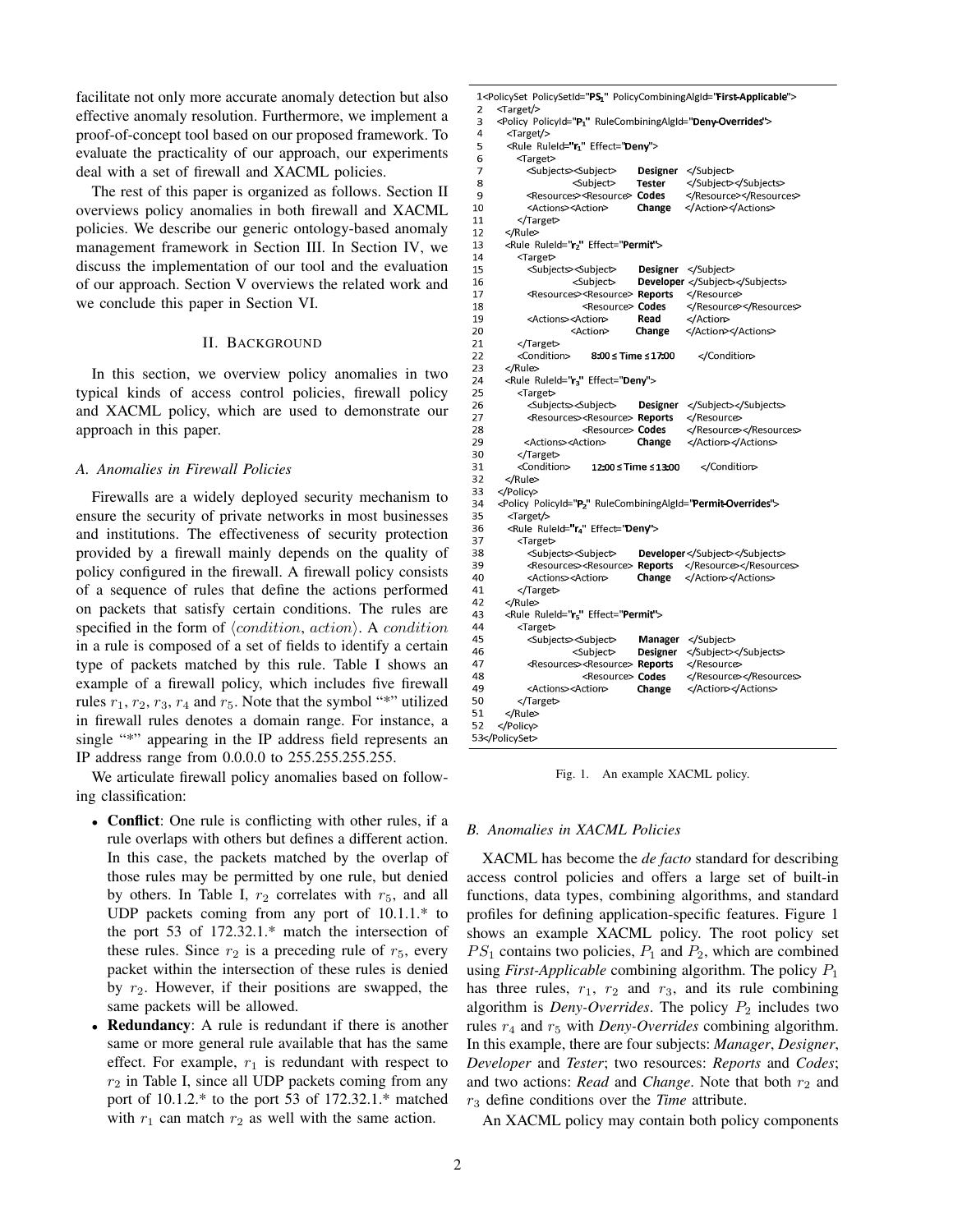facilitate not only more accurate anomaly detection but also effective anomaly resolution. Furthermore, we implement a proof-of-concept tool based on our proposed framework. To evaluate the practicality of our approach, our experiments deal with a set of firewall and XACML policies.

The rest of this paper is organized as follows. Section II overviews policy anomalies in both firewall and XACML policies. We describe our generic ontology-based anomaly management framework in Section III. In Section IV, we discuss the implementation of our tool and the evaluation of our approach. Section V overviews the related work and we conclude this paper in Section VI.

## II. Background

In this section, we overview policy anomalies in two typical kinds of access control policies, firewall policy and XACML policy, which are used to demonstrate our approach in this paper.

### A. Anomalies in Firewall Policies

Firewalls are a widely deployed security mechanism to ensure the security of private networks in most businesses and institutions. The effectiveness of security protection provided by a firewall mainly depends on the quality of policy configured in the firewall. A firewall policy consists of a sequence of rules that define the actions performed on packets that satisfy certain conditions. The rules are specified in the form of $\langle condition, action \rangle$. A $condition$ in a rule is composed of a set of fields to identify a certain type of packets matched by this rule. Table I shows an example of a firewall policy, which includes five firewall rules $r_1$, $r_2$, $r_3$, $r_4$ and $r_5$. Note that the symbol "*" utilized in firewall rules denotes a domain range. For instance, a single "*" appearing in the IP address field represents an IP address range from 0.0.0.0 to 255.255.255.255.

We articulate firewall policy anomalies based on following classification:

- **Conflict**: One rule is conflicting with other rules, if a rule overlaps with others but defines a different action. In this case, the packets matched by the overlap of those rules may be permitted by one rule, but denied by others. In Table I, $r_2$ correlates with $r_5$, and all UDP packets coming from any port of 10.1.1.* to the port 53 of 172.32.1.* match the intersection of these rules. Since $r_2$ is a preceding rule of $r_5$, every packet within the intersection of these rules is denied by $r_2$. However, if their positions are swapped, the same packets will be allowed.
- **Redundancy**: A rule is redundant if there is another same or more general rule available that has the same effect. For example, $r_1$ is redundant with respect to $r_2$ in Table I, since all UDP packets coming from any port of 10.1.2.* to the port 53 of 172.32.1.* matched with $r_1$ can match $r_2$ as well with the same action.

```
1<PolicySet PolicySetId="PS1" PolicyCombiningAlgId="First-Applicable">
2   <Target/>
3   <Policy PolicyId="P1" RuleCombiningAlgId="Deny-Overrides">
4     <Target/>
5     <Rule RuleId="r1" Effect="Deny">
6       <Target>
7         <Subjects><Subject>     Designer  </Subject>
8                   <Subject>     Tester    </Subject></Subjects>
9         <Resources><Resource>  Codes     </Resource></Resources>
10        <Actions><Action>      Change    </Action></Actions>
11      </Target>
12    </Rule>
13    <Rule RuleId="r2" Effect="Permit">
14      <Target>
15        <Subjects><Subject>     Designer  </Subject>
16                  <Subject>     Developer </Subject></Subjects>
17        <Resources><Resource>  Reports   </Resource>
18                   <Resource>  Codes     </Resource></Resources>
19        <Actions><Action>      Read      </Action>
20                 <Action>      Change    </Action></Actions>
21      </Target>
22      <Condition>     8:00 ≤ Time ≤ 17:00     </Condition>
23    </Rule>
24    <Rule RuleId="r3" Effect="Deny">
25      <Target>
26        <Subjects><Subject>     Designer  </Subject></Subjects>
27        <Resources><Resource>  Reports   </Resource>
28                   <Resource>  Codes     </Resource></Resources>
29        <Actions><Action>      Change    </Action></Actions>
30      </Target>
31      <Condition>     12:00 ≤ Time ≤ 13:00     </Condition>
32    </Rule>
33  </Policy>
34  <Policy PolicyId="P2" RuleCombiningAlgId="Permit-Overrides">
35    <Target/>
36    <Rule RuleId="r4" Effect="Deny">
37      <Target>
38        <Subjects><Subject>     Developer</Subject></Subjects>
39        <Resources><Resource>  Reports   </Resource></Resources>
40        <Actions><Action>      Change    </Action></Actions>
41      </Target>
42    </Rule>
43    <Rule RuleId="r5" Effect="Permit">
44      <Target>
45        <Subjects><Subject>     Manager   </Subject>
46                  <Subject>     Designer  </Subject></Subjects>
47        <Resources><Resource>  Reports   </Resource>
48                   <Resource>  Codes     </Resource></Resources>
49        <Actions><Action>      Change    </Action></Actions>
50      </Target>
51    </Rule>
52  </Policy>
53</PolicySet>
```

Fig. 1. An example XACML policy.

### B. Anomalies in XACML Policies

XACML has become the *de facto* standard for describing access control policies and offers a large set of built-in functions, data types, combining algorithms, and standard profiles for defining application-specific features. Figure 1 shows an example XACML policy. The root policy set $PS_1$ contains two policies, $P_1$ and $P_2$, which are combined using *First-Applicable* combining algorithm. The policy $P_1$ has three rules, $r_1$, $r_2$ and $r_3$, and its rule combining algorithm is *Deny-Overrides*. The policy $P_2$ includes two rules $r_4$ and $r_5$ with *Deny-Overrides* combining algorithm. In this example, there are four subjects: *Manager*, *Designer*, *Developer* and *Tester*; two resources: *Reports* and *Codes*; and two actions: *Read* and *Change*. Note that both $r_2$ and $r_3$ define conditions over the *Time* attribute.

An XACML policy may contain both policy components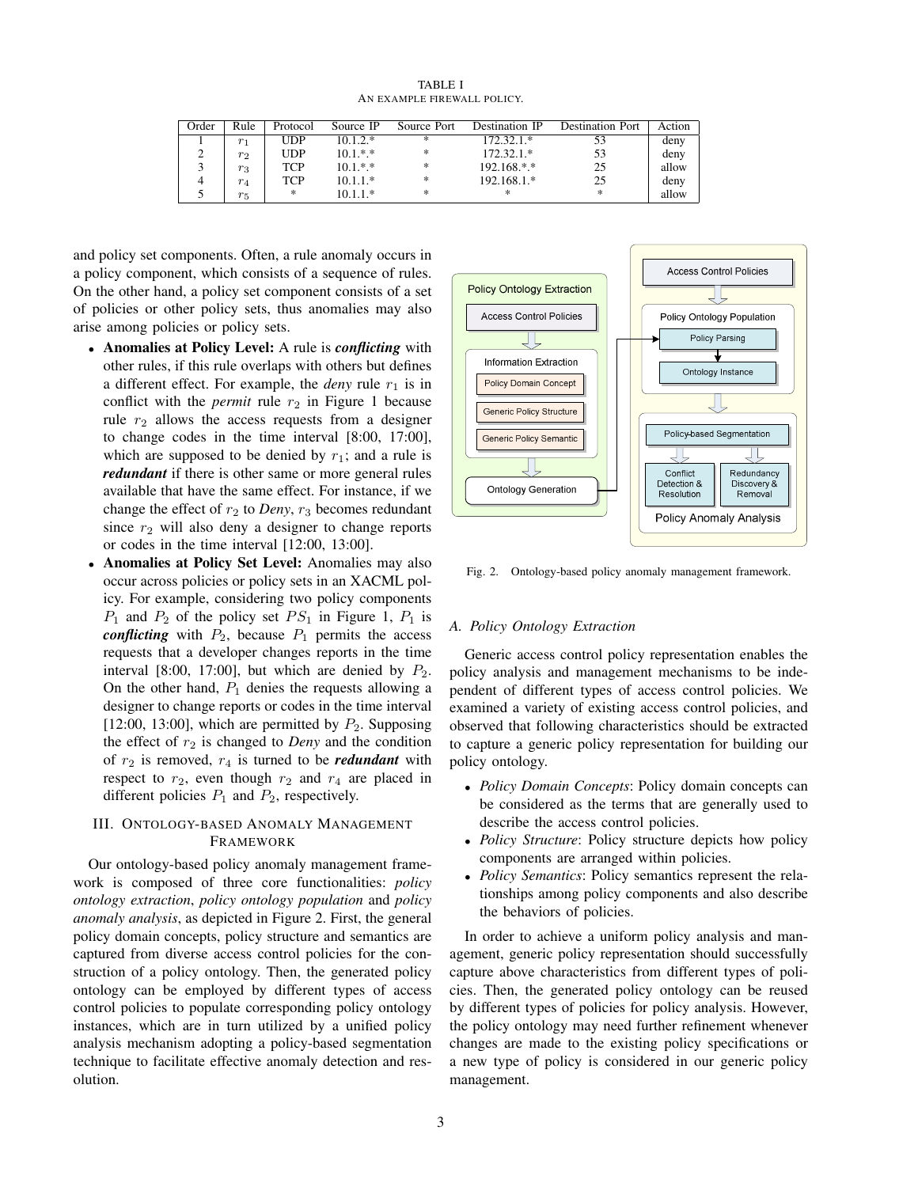TABLE I
AN EXAMPLE FIREWALL POLICY.

| Order | Rule | Protocol | Source IP | Source Port | Destination IP | Destination Port | Action |
|---|---|---|---|---|---|---|---|
| 1 | $r_1$ | UDP | 10.1.2.* | * | 172.32.1.* | 53 | deny |
| 2 | $r_2$ | UDP | 10.1.*.* | * | 172.32.1.* | 53 | deny |
| 3 | $r_3$ | TCP | 10.1.*.* | * | 192.168.*.* | 25 | allow |
| 4 | $r_4$ | TCP | 10.1.1.* | * | 192.168.1.* | 25 | deny |
| 5 | $r_5$ | * | 10.1.1.* | * | * | * | allow |

and policy set components. Often, a rule anomaly occurs in a policy component, which consists of a sequence of rules. On the other hand, a policy set component consists of a set of policies or other policy sets, thus anomalies may also arise among policies or policy sets.

- **Anomalies at Policy Level:** A rule is ***conflicting*** with other rules, if this rule overlaps with others but defines a different effect. For example, the *deny* rule $r_1$ is in conflict with the *permit* rule $r_2$ in Figure 1 because rule $r_2$ allows the access requests from a designer to change codes in the time interval [8:00, 17:00], which are supposed to be denied by $r_1$; and a rule is ***redundant*** if there is other same or more general rules available that have the same effect. For instance, if we change the effect of $r_2$ to *Deny*, $r_3$ becomes redundant since $r_2$ will also deny a designer to change reports or codes in the time interval [12:00, 13:00].
- **Anomalies at Policy Set Level:** Anomalies may also occur across policies or policy sets in an XACML policy. For example, considering two policy components $P_1$ and $P_2$ of the policy set $PS_1$ in Figure 1, $P_1$ is ***conflicting*** with $P_2$, because $P_1$ permits the access requests that a developer changes reports in the time interval [8:00, 17:00], but which are denied by $P_2$. On the other hand, $P_1$ denies the requests allowing a designer to change reports or codes in the time interval [12:00, 13:00], which are permitted by $P_2$. Supposing the effect of $r_2$ is changed to *Deny* and the condition of $r_2$ is removed, $r_4$ is turned to be ***redundant*** with respect to $r_2$, even though $r_2$ and $r_4$ are placed in different policies $P_1$ and $P_2$, respectively.

## III. ONTOLOGY-BASED ANOMALY MANAGEMENT FRAMEWORK

Our ontology-based policy anomaly management framework is composed of three core functionalities: *policy ontology extraction*, *policy ontology population* and *policy anomaly analysis*, as depicted in Figure 2. First, the general policy domain concepts, policy structure and semantics are captured from diverse access control policies for the construction of a policy ontology. Then, the generated policy ontology can be employed by different types of access control policies to populate corresponding policy ontology instances, which are in turn utilized by a unified policy analysis mechanism adopting a policy-based segmentation technique to facilitate effective anomaly detection and resolution.

Fig. 2. Ontology-based policy anomaly management framework.

### A. Policy Ontology Extraction

Generic access control policy representation enables the policy analysis and management mechanisms to be independent of different types of access control policies. We examined a variety of existing access control policies, and observed that following characteristics should be extracted to capture a generic policy representation for building our policy ontology.

- *Policy Domain Concepts*: Policy domain concepts can be considered as the terms that are generally used to describe the access control policies.
- *Policy Structure*: Policy structure depicts how policy components are arranged within policies.
- *Policy Semantics*: Policy semantics represent the relationships among policy components and also describe the behaviors of policies.

In order to achieve a uniform policy analysis and management, generic policy representation should successfully capture above characteristics from different types of policies. Then, the generated policy ontology can be reused by different types of policies for policy analysis. However, the policy ontology may need further refinement whenever changes are made to the existing policy specifications or a new type of policy is considered in our generic policy management.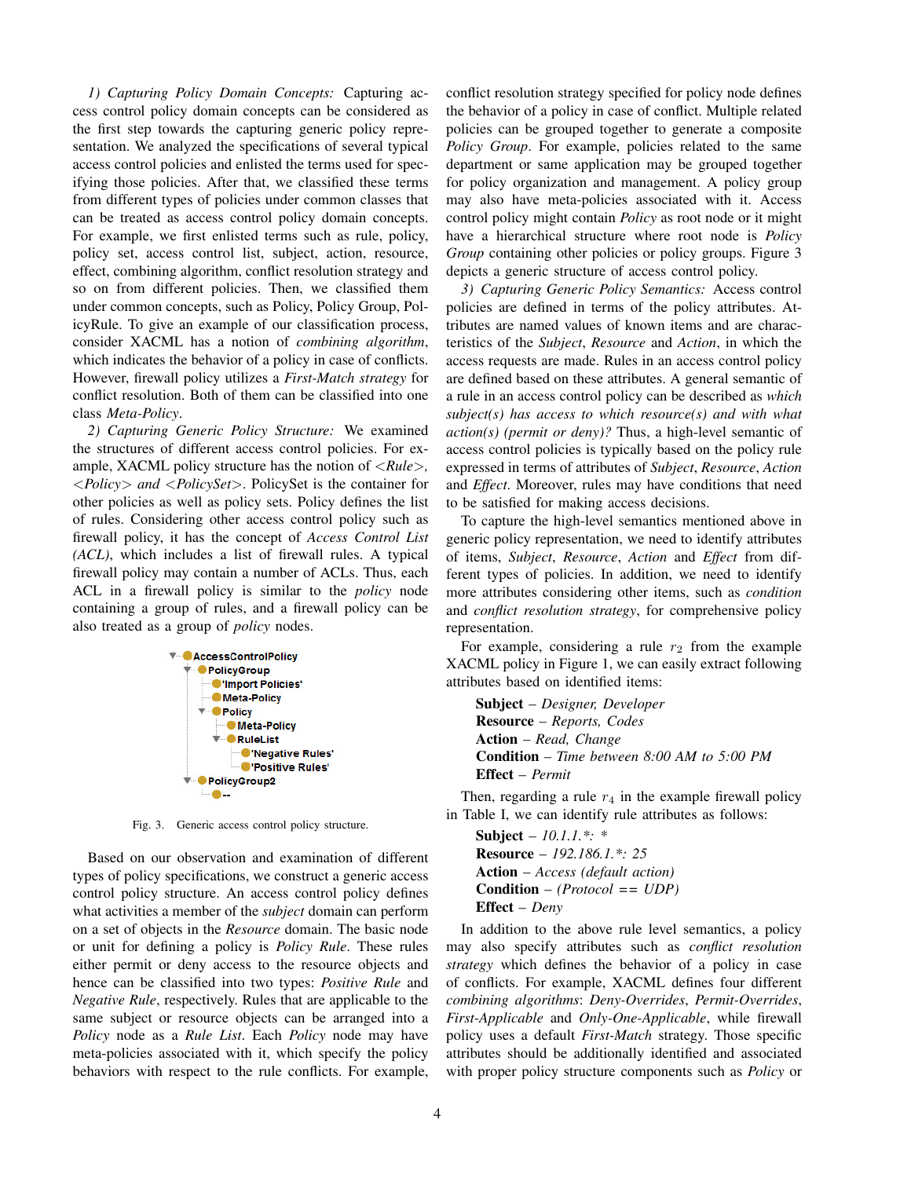*1) Capturing Policy Domain Concepts:* Capturing access control policy domain concepts can be considered as the first step towards the capturing generic policy representation. We analyzed the specifications of several typical access control policies and enlisted the terms used for specifying those policies. After that, we classified these terms from different types of policies under common classes that can be treated as access control policy domain concepts. For example, we first enlisted terms such as rule, policy, policy set, access control list, subject, action, resource, effect, combining algorithm, conflict resolution strategy and so on from different policies. Then, we classified them under common concepts, such as Policy, Policy Group, PolicyRule. To give an example of our classification process, consider XACML has a notion of *combining algorithm*, which indicates the behavior of a policy in case of conflicts. However, firewall policy utilizes a *First-Match strategy* for conflict resolution. Both of them can be classified into one class *Meta-Policy*.

*2) Capturing Generic Policy Structure:* We examined the structures of different access control policies. For example, XACML policy structure has the notion of *<Rule>*, *<Policy> and <PolicySet>*. PolicySet is the container for other policies as well as policy sets. Policy defines the list of rules. Considering other access control policy such as firewall policy, it has the concept of *Access Control List (ACL)*, which includes a list of firewall rules. A typical firewall policy may contain a number of ACLs. Thus, each ACL in a firewall policy is similar to the *policy* node containing a group of rules, and a firewall policy can be also treated as a group of *policy* nodes.

```
▼ AccessControlPolicy
  ▼ PolicyGroup
      'Import Policies'
      Meta-Policy
    ▼ Policy
        Meta-Policy
      ▼ RuleList
          'Negative Rules'
          'Positive Rules'
  ▼ PolicyGroup2
      --
```

Fig. 3. Generic access control policy structure.

Based on our observation and examination of different types of policy specifications, we construct a generic access control policy structure. An access control policy defines what activities a member of the *subject* domain can perform on a set of objects in the *Resource* domain. The basic node or unit for defining a policy is *Policy Rule*. These rules either permit or deny access to the resource objects and hence can be classified into two types: *Positive Rule* and *Negative Rule*, respectively. Rules that are applicable to the same subject or resource objects can be arranged into a *Policy* node as a *Rule List*. Each *Policy* node may have meta-policies associated with it, which specify the policy behaviors with respect to the rule conflicts. For example, conflict resolution strategy specified for policy node defines the behavior of a policy in case of conflict. Multiple related policies can be grouped together to generate a composite *Policy Group*. For example, policies related to the same department or same application may be grouped together for policy organization and management. A policy group may also have meta-policies associated with it. Access control policy might contain *Policy* as root node or it might have a hierarchical structure where root node is *Policy Group* containing other policies or policy groups. Figure 3 depicts a generic structure of access control policy.

*3) Capturing Generic Policy Semantics:* Access control policies are defined in terms of the policy attributes. Attributes are named values of known items and are characteristics of the *Subject*, *Resource* and *Action*, in which the access requests are made. Rules in an access control policy are defined based on these attributes. A general semantic of a rule in an access control policy can be described as *which subject(s) has access to which resource(s) and with what action(s) (permit or deny)?* Thus, a high-level semantic of access control policies is typically based on the policy rule expressed in terms of attributes of *Subject*, *Resource*, *Action* and *Effect*. Moreover, rules may have conditions that need to be satisfied for making access decisions.

To capture the high-level semantics mentioned above in generic policy representation, we need to identify attributes of items, *Subject*, *Resource*, *Action* and *Effect* from different types of policies. In addition, we need to identify more attributes considering other items, such as *condition* and *conflict resolution strategy*, for comprehensive policy representation.

For example, considering a rule $r_2$ from the example XACML policy in Figure 1, we can easily extract following attributes based on identified items:

**Subject** – *Designer, Developer*
**Resource** – *Reports, Codes*
**Action** – *Read, Change*
**Condition** – *Time between 8:00 AM to 5:00 PM*
**Effect** – *Permit*

Then, regarding a rule $r_4$ in the example firewall policy in Table I, we can identify rule attributes as follows:

**Subject** – *10.1.1.*: **
**Resource** – *192.186.1.*: 25*
**Action** – *Access (default action)*
**Condition** – *(Protocol == UDP)*
**Effect** – *Deny*

In addition to the above rule level semantics, a policy may also specify attributes such as *conflict resolution strategy* which defines the behavior of a policy in case of conflicts. For example, XACML defines four different *combining algorithms*: *Deny-Overrides*, *Permit-Overrides*, *First-Applicable* and *Only-One-Applicable*, while firewall policy uses a default *First-Match* strategy. Those specific attributes should be additionally identified and associated with proper policy structure components such as *Policy* or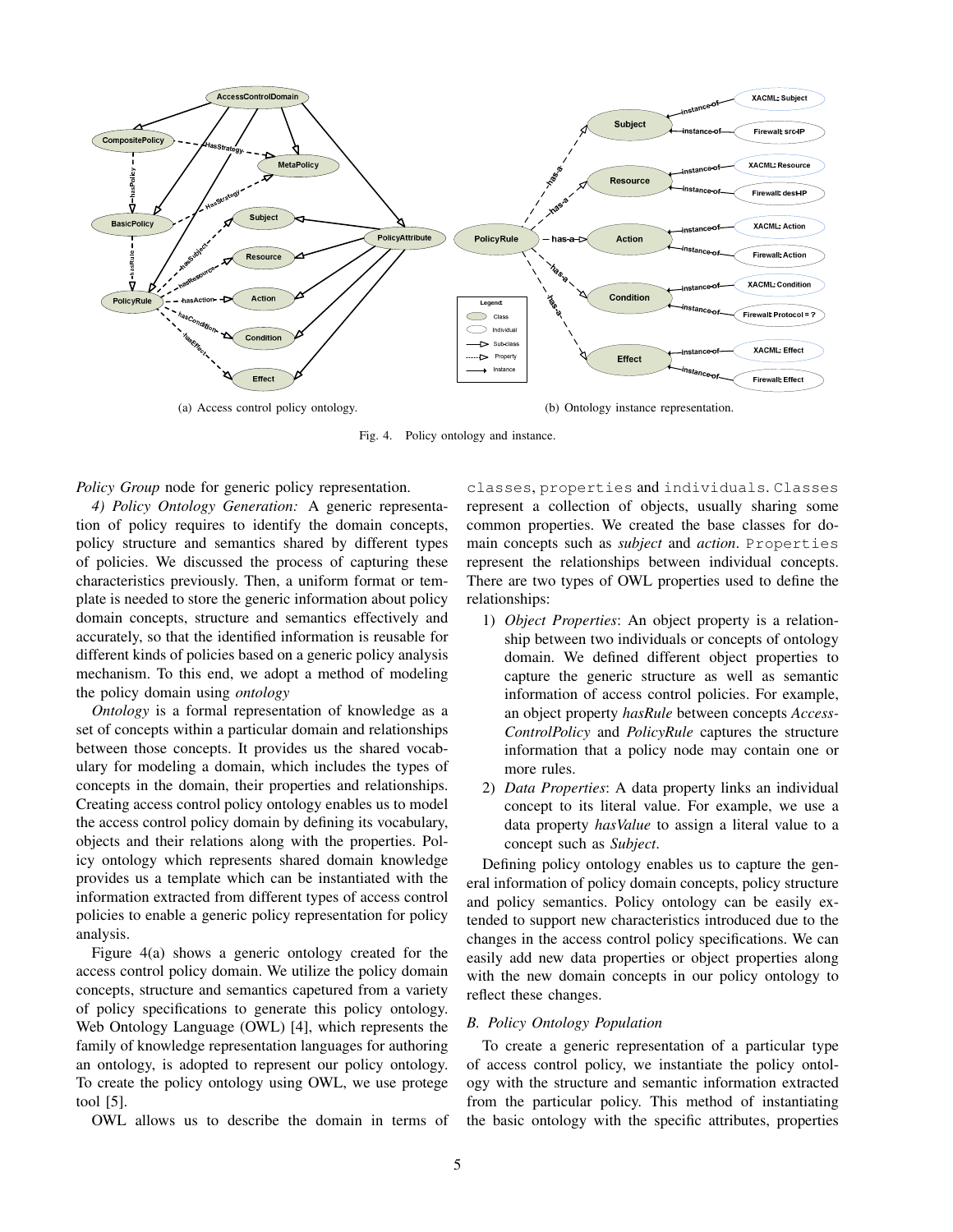(a) Access control policy ontology.

(b) Ontology instance representation.

Fig. 4. Policy ontology and instance.

*Policy Group* node for generic policy representation.

*4) Policy Ontology Generation:* A generic representation of policy requires to identify the domain concepts, policy structure and semantics shared by different types of policies. We discussed the process of capturing these characteristics previously. Then, a uniform format or template is needed to store the generic information about policy domain concepts, structure and semantics effectively and accurately, so that the identified information is reusable for different kinds of policies based on a generic policy analysis mechanism. To this end, we adopt a method of modeling the policy domain using *ontology*

*Ontology* is a formal representation of knowledge as a set of concepts within a particular domain and relationships between those concepts. It provides us the shared vocabulary for modeling a domain, which includes the types of concepts in the domain, their properties and relationships. Creating access control policy ontology enables us to model the access control policy domain by defining its vocabulary, objects and their relations along with the properties. Policy ontology which represents shared domain knowledge provides us a template which can be instantiated with the information extracted from different types of access control policies to enable a generic policy representation for policy analysis.

Figure 4(a) shows a generic ontology created for the access control policy domain. We utilize the policy domain concepts, structure and semantics capetured from a variety of policy specifications to generate this policy ontology. Web Ontology Language (OWL) [4], which represents the family of knowledge representation languages for authoring an ontology, is adopted to represent our policy ontology. To create the policy ontology using OWL, we use protege tool [5].

OWL allows us to describe the domain in terms of `classes`, `properties` and `individuals`. `Classes` represent a collection of objects, usually sharing some common properties. We created the base classes for domain concepts such as *subject* and *action*. `Properties` represent the relationships between individual concepts. There are two types of OWL properties used to define the relationships:

1) *Object Properties*: An object property is a relationship between two individuals or concepts of ontology domain. We defined different object properties to capture the generic structure as well as semantic information of access control policies. For example, an object property *hasRule* between concepts *Access-ControlPolicy* and *PolicyRule* captures the structure information that a policy node may contain one or more rules.
2) *Data Properties*: A data property links an individual concept to its literal value. For example, we use a data property *hasValue* to assign a literal value to a concept such as *Subject*.

Defining policy ontology enables us to capture the general information of policy domain concepts, policy structure and policy semantics. Policy ontology can be easily extended to support new characteristics introduced due to the changes in the access control policy specifications. We can easily add new data properties or object properties along with the new domain concepts in our policy ontology to reflect these changes.

### B. Policy Ontology Population

To create a generic representation of a particular type of access control policy, we instantiate the policy ontology with the structure and semantic information extracted from the particular policy. This method of instantiating the basic ontology with the specific attributes, properties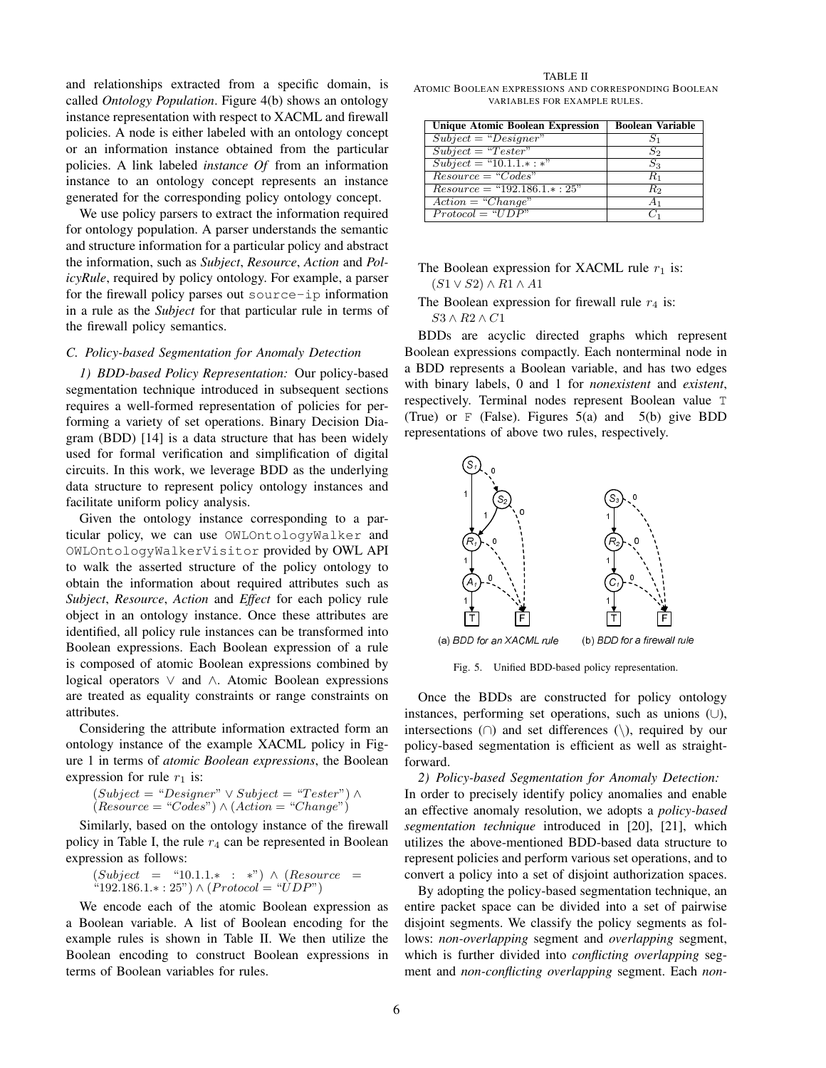and relationships extracted from a specific domain, is called *Ontology Population*. Figure 4(b) shows an ontology instance representation with respect to XACML and firewall policies. A node is either labeled with an ontology concept or an information instance obtained from the particular policies. A link labeled *instance Of* from an information instance to an ontology concept represents an instance generated for the corresponding policy ontology concept.

We use policy parsers to extract the information required for ontology population. A parser understands the semantic and structure information for a particular policy and abstract the information, such as *Subject*, *Resource*, *Action* and *PolicyRule*, required by policy ontology. For example, a parser for the firewall policy parses out `source-ip` information in a rule as the *Subject* for that particular rule in terms of the firewall policy semantics.

### C. Policy-based Segmentation for Anomaly Detection

*1) BDD-based Policy Representation:* Our policy-based segmentation technique introduced in subsequent sections requires a well-formed representation of policies for performing a variety of set operations. Binary Decision Diagram (BDD) [14] is a data structure that has been widely used for formal verification and simplification of digital circuits. In this work, we leverage BDD as the underlying data structure to represent policy ontology instances and facilitate uniform policy analysis.

Given the ontology instance corresponding to a particular policy, we can use `OWLOntologyWalker` and `OWLOntologyWalkerVisitor` provided by OWL API to walk the asserted structure of the policy ontology to obtain the information about required attributes such as *Subject*, *Resource*, *Action* and *Effect* for each policy rule object in an ontology instance. Once these attributes are identified, all policy rule instances can be transformed into Boolean expressions. Each Boolean expression of a rule is composed of atomic Boolean expressions combined by logical operators $\vee$ and $\wedge$. Atomic Boolean expressions are treated as equality constraints or range constraints on attributes.

Considering the attribute information extracted form an ontology instance of the example XACML policy in Figure 1 in terms of *atomic Boolean expressions*, the Boolean expression for rule $r_1$ is:

$$(Subject = \text{“}Designer\text{”} \vee Subject = \text{“}Tester\text{”}) \wedge (Resource = \text{“}Codes\text{”}) \wedge (Action = \text{“}Change\text{”})$$

Similarly, based on the ontology instance of the firewall policy in Table I, the rule $r_4$ can be represented in Boolean expression as follows:

$$(Subject = \text{“10.1.1.}{*}:{*}\text{”}) \wedge (Resource = \text{“192.186.1.}{*}:25\text{”}) \wedge (Protocol = \text{“}UDP\text{”})$$

We encode each of the atomic Boolean expression as a Boolean variable. A list of Boolean encoding for the example rules is shown in Table II. We then utilize the Boolean encoding to construct Boolean expressions in terms of Boolean variables for rules.

TABLE II
ATOMIC BOOLEAN EXPRESSIONS AND CORRESPONDING BOOLEAN VARIABLES FOR EXAMPLE RULES.

| Unique Atomic Boolean Expression | Boolean Variable |
|---|---|
| $Subject = $ “$Designer$” | $S_1$ |
| $Subject = $ “$Tester$” | $S_2$ |
| $Subject = $ “10.1.1.∗ : ∗” | $S_3$ |
| $Resource = $ “$Codes$” | $R_1$ |
| $Resource = $ “192.186.1.∗ : 25” | $R_2$ |
| $Action = $ “$Change$” | $A_1$ |
| $Protocol = $ “$UDP$” | $C_1$ |

The Boolean expression for XACML rule $r_1$ is:
$(S1 \vee S2) \wedge R1 \wedge A1$

The Boolean expression for firewall rule $r_4$ is:
$S3 \wedge R2 \wedge C1$

BDDs are acyclic directed graphs which represent Boolean expressions compactly. Each nonterminal node in a BDD represents a Boolean variable, and has two edges with binary labels, 0 and 1 for *nonexistent* and *existent*, respectively. Terminal nodes represent Boolean value `T` (True) or `F` (False). Figures 5(a) and 5(b) give BDD representations of above two rules, respectively.

(a) BDD for an XACML rule (b) BDD for a firewall rule

Fig. 5. Unified BDD-based policy representation.

Once the BDDs are constructed for policy ontology instances, performing set operations, such as unions ($\cup$), intersections ($\cap$) and set differences ($\setminus$), required by our policy-based segmentation is efficient as well as straightforward.

*2) Policy-based Segmentation for Anomaly Detection:* In order to precisely identify policy anomalies and enable an effective anomaly resolution, we adopts a *policy-based segmentation technique* introduced in [20], [21], which utilizes the above-mentioned BDD-based data structure to represent policies and perform various set operations, and to convert a policy into a set of disjoint authorization spaces.

By adopting the policy-based segmentation technique, an entire packet space can be divided into a set of pairwise disjoint segments. We classify the policy segments as follows: *non-overlapping* segment and *overlapping* segment, which is further divided into *conflicting overlapping* segment and *non-conflicting overlapping* segment. Each *non-*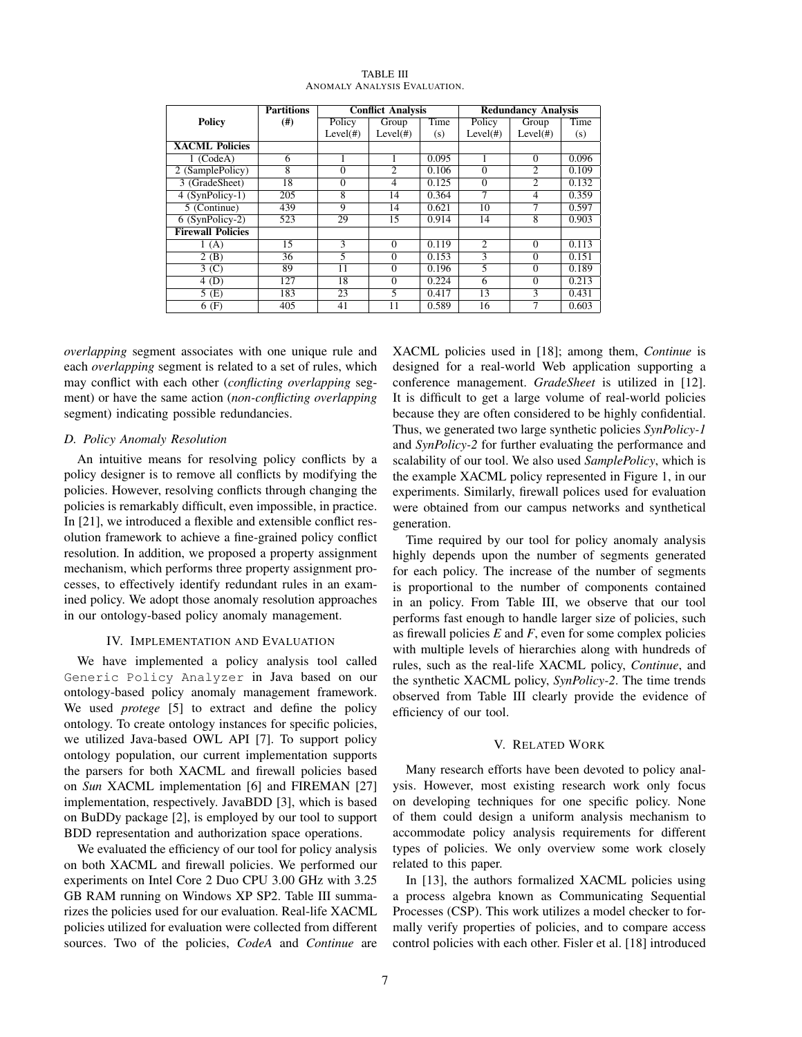TABLE III
ANOMALY ANALYSIS EVALUATION.

| Policy | Partitions (#) | Conflict Analysis | | | Redundancy Analysis | | |
|---|---|---|---|---|---|---|---|
| | | Policy Level(#) | Group Level(#) | Time (s) | Policy Level(#) | Group Level(#) | Time (s) |
| **XACML Policies** | | | | | | | |
| 1 (CodeA) | 6 | 1 | 1 | 0.095 | 1 | 0 | 0.096 |
| 2 (SamplePolicy) | 8 | 0 | 2 | 0.106 | 0 | 2 | 0.109 |
| 3 (GradeSheet) | 18 | 0 | 4 | 0.125 | 0 | 2 | 0.132 |
| 4 (SynPolicy-1) | 205 | 8 | 14 | 0.364 | 7 | 4 | 0.359 |
| 5 (Continue) | 439 | 9 | 14 | 0.621 | 10 | 7 | 0.597 |
| 6 (SynPolicy-2) | 523 | 29 | 15 | 0.914 | 14 | 8 | 0.903 |
| **Firewall Policies** | | | | | | | |
| 1 (A) | 15 | 3 | 0 | 0.119 | 2 | 0 | 0.113 |
| 2 (B) | 36 | 5 | 0 | 0.153 | 3 | 0 | 0.151 |
| 3 (C) | 89 | 11 | 0 | 0.196 | 5 | 0 | 0.189 |
| 4 (D) | 127 | 18 | 0 | 0.224 | 6 | 0 | 0.213 |
| 5 (E) | 183 | 23 | 5 | 0.417 | 13 | 3 | 0.431 |
| 6 (F) | 405 | 41 | 11 | 0.589 | 16 | 7 | 0.603 |

*overlapping* segment associates with one unique rule and each *overlapping* segment is related to a set of rules, which may conflict with each other (*conflicting overlapping* segment) or have the same action (*non-conflicting overlapping* segment) indicating possible redundancies.

### D. Policy Anomaly Resolution

An intuitive means for resolving policy conflicts by a policy designer is to remove all conflicts by modifying the policies. However, resolving conflicts through changing the policies is remarkably difficult, even impossible, in practice. In [21], we introduced a flexible and extensible conflict resolution framework to achieve a fine-grained policy conflict resolution. In addition, we proposed a property assignment mechanism, which performs three property assignment processes, to effectively identify redundant rules in an examined policy. We adopt those anomaly resolution approaches in our ontology-based policy anomaly management.

## IV. Implementation and Evaluation

We have implemented a policy analysis tool called `Generic Policy Analyzer` in Java based on our ontology-based policy anomaly management framework. We used *protege* [5] to extract and define the policy ontology. To create ontology instances for specific policies, we utilized Java-based OWL API [7]. To support policy ontology population, our current implementation supports the parsers for both XACML and firewall policies based on *Sun* XACML implementation [6] and FIREMAN [27] implementation, respectively. JavaBDD [3], which is based on BuDDy package [2], is employed by our tool to support BDD representation and authorization space operations.

We evaluated the efficiency of our tool for policy analysis on both XACML and firewall policies. We performed our experiments on Intel Core 2 Duo CPU 3.00 GHz with 3.25 GB RAM running on Windows XP SP2. Table III summarizes the policies used for our evaluation. Real-life XACML policies utilized for evaluation were collected from different sources. Two of the policies, *CodeA* and *Continue* are XACML policies used in [18]; among them, *Continue* is designed for a real-world Web application supporting a conference management. *GradeSheet* is utilized in [12]. It is difficult to get a large volume of real-world policies because they are often considered to be highly confidential. Thus, we generated two large synthetic policies *SynPolicy-1* and *SynPolicy-2* for further evaluating the performance and scalability of our tool. We also used *SamplePolicy*, which is the example XACML policy represented in Figure 1, in our experiments. Similarly, firewall polices used for evaluation were obtained from our campus networks and synthetical generation.

Time required by our tool for policy anomaly analysis highly depends upon the number of segments generated for each policy. The increase of the number of segments is proportional to the number of components contained in an policy. From Table III, we observe that our tool performs fast enough to handle larger size of policies, such as firewall policies *E* and *F*, even for some complex policies with multiple levels of hierarchies along with hundreds of rules, such as the real-life XACML policy, *Continue*, and the synthetic XACML policy, *SynPolicy-2*. The time trends observed from Table III clearly provide the evidence of efficiency of our tool.

## V. Related Work

Many research efforts have been devoted to policy analysis. However, most existing research work only focus on developing techniques for one specific policy. None of them could design a uniform analysis mechanism to accommodate policy analysis requirements for different types of policies. We only overview some work closely related to this paper.

In [13], the authors formalized XACML policies using a process algebra known as Communicating Sequential Processes (CSP). This work utilizes a model checker to formally verify properties of policies, and to compare access control policies with each other. Fisler et al. [18] introduced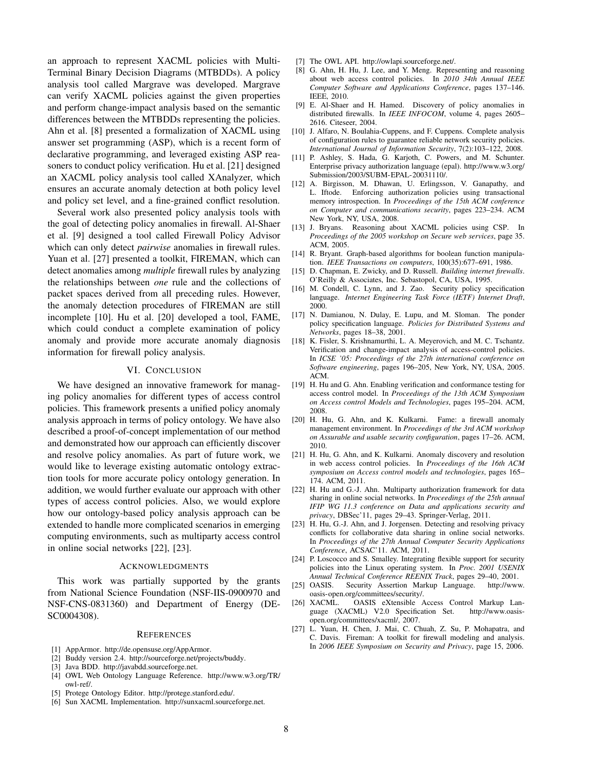an approach to represent XACML policies with Multi-Terminal Binary Decision Diagrams (MTBDDs). A policy analysis tool called Margrave was developed. Margrave can verify XACML policies against the given properties and perform change-impact analysis based on the semantic differences between the MTBDDs representing the policies. Ahn et al. [8] presented a formalization of XACML using answer set programming (ASP), which is a recent form of declarative programming, and leveraged existing ASP reasoners to conduct policy verification. Hu et al. [21] designed an XACML policy analysis tool called XAnalyzer, which ensures an accurate anomaly detection at both policy level and policy set level, and a fine-grained conflict resolution.

Several work also presented policy analysis tools with the goal of detecting policy anomalies in firewall. Al-Shaer et al. [9] designed a tool called Firewall Policy Advisor which can only detect *pairwise* anomalies in firewall rules. Yuan et al. [27] presented a toolkit, FIREMAN, which can detect anomalies among *multiple* firewall rules by analyzing the relationships between *one* rule and the collections of packet spaces derived from all preceding rules. However, the anomaly detection procedures of FIREMAN are still incomplete [10]. Hu et al. [20] developed a tool, FAME, which could conduct a complete examination of policy anomaly and provide more accurate anomaly diagnosis information for firewall policy analysis.

## VI. Conclusion

We have designed an innovative framework for managing policy anomalies for different types of access control policies. This framework presents a unified policy anomaly analysis approach in terms of policy ontology. We have also described a proof-of-concept implementation of our method and demonstrated how our approach can efficiently discover and resolve policy anomalies. As part of future work, we would like to leverage existing automatic ontology extraction tools for more accurate policy ontology generation. In addition, we would further evaluate our approach with other types of access control policies. Also, we would explore how our ontology-based policy analysis approach can be extended to handle more complicated scenarios in emerging computing environments, such as multiparty access control in online social networks [22], [23].

## Acknowledgments

This work was partially supported by the grants from National Science Foundation (NSF-IIS-0900970 and NSF-CNS-0831360) and Department of Energy (DE-SC0004308).

## References

[1] AppArmor. http://de.opensuse.org/AppArmor.

[2] Buddy version 2.4. http://sourceforge.net/projects/buddy.

[3] Java BDD. http://javabdd.sourceforge.net.

[4] OWL Web Ontology Language Reference. http://www.w3.org/TR/owl-ref/.

[5] Protege Ontology Editor. http://protege.stanford.edu/.

[6] Sun XACML Implementation. http://sunxacml.sourceforge.net.

[7] The OWL API. http://owlapi.sourceforge.net/.

[8] G. Ahn, H. Hu, J. Lee, and Y. Meng. Representing and reasoning about web access control policies. In *2010 34th Annual IEEE Computer Software and Applications Conference*, pages 137–146. IEEE, 2010.

[9] E. Al-Shaer and H. Hamed. Discovery of policy anomalies in distributed firewalls. In *IEEE INFOCOM*, volume 4, pages 2605–2616. Citeseer, 2004.

[10] J. Alfaro, N. Boulahia-Cuppens, and F. Cuppens. Complete analysis of configuration rules to guarantee reliable network security policies. *International Journal of Information Security*, 7(2):103–122, 2008.

[11] P. Ashley, S. Hada, G. Karjoth, C. Powers, and M. Schunter. Enterprise privacy authorization language (epal). http://www.w3.org/Submission/2003/SUBM-EPAL-20031110/.

[12] A. Birgisson, M. Dhawan, U. Erlingsson, V. Ganapathy, and L. Iftode. Enforcing authorization policies using transactional memory introspection. In *Proceedings of the 15th ACM conference on Computer and communications security*, pages 223–234. ACM New York, NY, USA, 2008.

[13] J. Bryans. Reasoning about XACML policies using CSP. In *Proceedings of the 2005 workshop on Secure web services*, page 35. ACM, 2005.

[14] R. Bryant. Graph-based algorithms for boolean function manipulation. *IEEE Transactions on computers*, 100(35):677–691, 1986.

[15] D. Chapman, E. Zwicky, and D. Russell. *Building internet firewalls*. O'Reilly & Associates, Inc. Sebastopol, CA, USA, 1995.

[16] M. Condell, C. Lynn, and J. Zao. Security policy specification language. *Internet Engineering Task Force (IETF) Internet Draft*, 2000.

[17] N. Damianou, N. Dulay, E. Lupu, and M. Sloman. The ponder policy specification language. *Policies for Distributed Systems and Networks*, pages 18–38, 2001.

[18] K. Fisler, S. Krishnamurthi, L. A. Meyerovich, and M. C. Tschantz. Verification and change-impact analysis of access-control policies. In *ICSE '05: Proceedings of the 27th international conference on Software engineering*, pages 196–205, New York, NY, USA, 2005. ACM.

[19] H. Hu and G. Ahn. Enabling verification and conformance testing for access control model. In *Proceedings of the 13th ACM Symposium on Access control Models and Technologies*, pages 195–204. ACM, 2008.

[20] H. Hu, G. Ahn, and K. Kulkarni. Fame: a firewall anomaly management environment. In *Proceedings of the 3rd ACM workshop on Assurable and usable security configuration*, pages 17–26. ACM, 2010.

[21] H. Hu, G. Ahn, and K. Kulkarni. Anomaly discovery and resolution in web access control policies. In *Proceedings of the 16th ACM symposium on Access control models and technologies*, pages 165–174. ACM, 2011.

[22] H. Hu and G.-J. Ahn. Multiparty authorization framework for data sharing in online social networks. In *Proceedings of the 25th annual IFIP WG 11.3 conference on Data and applications security and privacy*, DBSec'11, pages 29–43. Springer-Verlag, 2011.

[23] H. Hu, G.-J. Ahn, and J. Jorgensen. Detecting and resolving privacy conflicts for collaborative data sharing in online social networks. In *Proceedings of the 27th Annual Computer Security Applications Conference*, ACSAC'11. ACM, 2011.

[24] P. Loscocco and S. Smalley. Integrating flexible support for security policies into the Linux operating system. In *Proc. 2001 USENIX Annual Technical Conference REENIX Track*, pages 29–40, 2001.

[25] OASIS. Security Assertion Markup Language. http://www.oasis-open.org/committees/security/.

[26] XACML. OASIS eXtensible Access Control Markup Language (XACML) V2.0 Specification Set. http://www.oasis-open.org/committees/xacml/, 2007.

[27] L. Yuan, H. Chen, J. Mai, C. Chuah, Z. Su, P. Mohapatra, and C. Davis. Fireman: A toolkit for firewall modeling and analysis. In *2006 IEEE Symposium on Security and Privacy*, page 15, 2006.